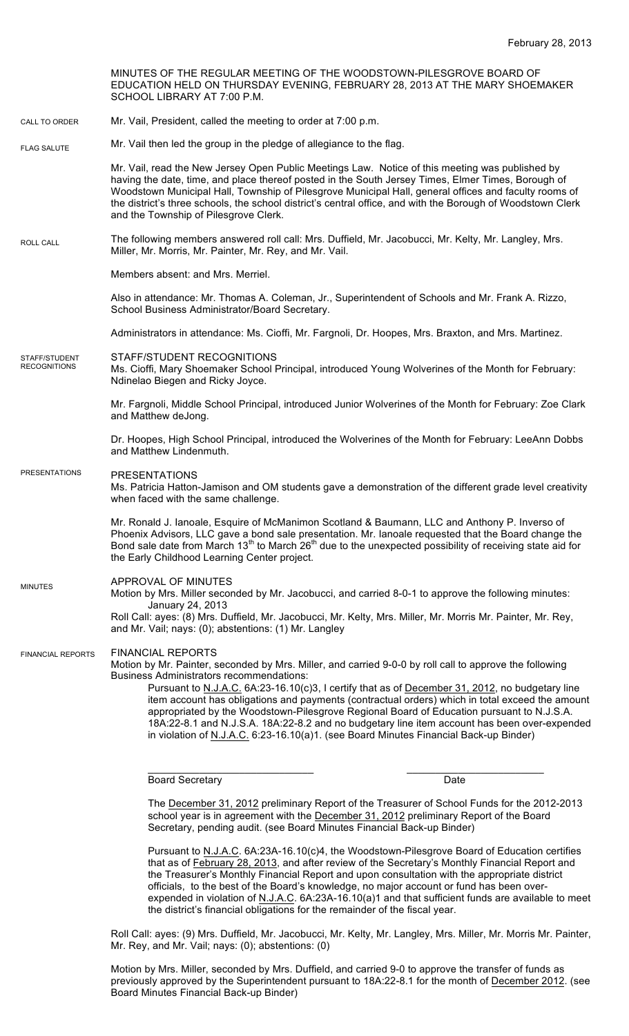February 28, 2013

MINUTES OF THE REGULAR MEETING OF THE WOODSTOWN-PILESGROVE BOARD OF EDUCATION HELD ON THURSDAY EVENING, FEBRUARY 28, 2013 AT THE MARY SHOEMAKER SCHOOL LIBRARY AT 7:00 P.M.

CALL TO ORDER

Mr. Vail, President, called the meeting to order at 7:00 p.m.

FLAG SALUTE

Mr. Vail then led the group in the pledge of allegiance to the flag.

Mr. Vail, read the New Jersey Open Public Meetings Law. Notice of this meeting was published by having the date, time, and place thereof posted in the South Jersey Times, Elmer Times, Borough of Woodstown Municipal Hall, Township of Pilesgrove Municipal Hall, general offices and faculty rooms of the district's three schools, the school district's central office, and with the Borough of Woodstown Clerk and the Township of Pilesgrove Clerk.

ROLL CALL

The following members answered roll call: Mrs. Duffield, Mr. Jacobucci, Mr. Kelty, Mr. Langley, Mrs. Miller, Mr. Morris, Mr. Painter, Mr. Rey, and Mr. Vail.

Members absent: and Mrs. Merriel.

Also in attendance: Mr. Thomas A. Coleman, Jr., Superintendent of Schools and Mr. Frank A. Rizzo, School Business Administrator/Board Secretary.

Administrators in attendance: Ms. Cioffi, Mr. Fargnoli, Dr. Hoopes, Mrs. Braxton, and Mrs. Martinez.

STAFF/STUDENT RECOGNITIONS

STAFF/STUDENT RECOGNITIONS

Ms. Cioffi, Mary Shoemaker School Principal, introduced Young Wolverines of the Month for February: Ndinelao Biegen and Ricky Joyce.

Mr. Fargnoli, Middle School Principal, introduced Junior Wolverines of the Month for February: Zoe Clark and Matthew deJong.

Dr. Hoopes, High School Principal, introduced the Wolverines of the Month for February: LeeAnn Dobbs and Matthew Lindenmuth.

PRESENTATIONS

PRESENTATIONS

Ms. Patricia Hatton-Jamison and OM students gave a demonstration of the different grade level creativity when faced with the same challenge.

Mr. Ronald J. Ianoale, Esquire of McManimon Scotland & Baumann, LLC and Anthony P. Inverso of Phoenix Advisors, LLC gave a bond sale presentation. Mr. Ianoale requested that the Board change the Bond sale date from March 13th to March 26th due to the unexpected possibility of receiving state aid for the Early Childhood Learning Center project.

MINUTES

APPROVAL OF MINUTES

Motion by Mrs. Miller seconded by Mr. Jacobucci, and carried 8-0-1 to approve the following minutes:
January 24, 2013

Roll Call: ayes: (8) Mrs. Duffield, Mr. Jacobucci, Mr. Kelty, Mrs. Miller, Mr. Morris Mr. Painter, Mr. Rey, and Mr. Vail; nays: (0); abstentions: (1) Mr. Langley

FINANCIAL REPORTS

FINANCIAL REPORTS

Motion by Mr. Painter, seconded by Mrs. Miller, and carried 9-0-0 by roll call to approve the following Business Administrators recommendations:

Pursuant to N.J.A.C. 6A:23-16.10(c)3, I certify that as of December 31, 2012, no budgetary line item account has obligations and payments (contractual orders) which in total exceed the amount appropriated by the Woodstown-Pilesgrove Regional Board of Education pursuant to N.J.S.A. 18A:22-8.1 and N.J.S.A. 18A:22-8.2 and no budgetary line item account has been over-expended in violation of N.J.A.C. 6:23-16.10(a)1. (see Board Minutes Financial Back-up Binder)

\_\_\_\_\_\_\_\_\_\_\_\_\_\_\_\_\_\_\_\_\_\_\_\_\_\_\_\_\_\_ \_\_\_\_\_\_\_\_\_\_\_\_\_\_\_\_\_\_\_\_\_\_\_\_

Board Secretary Date

The December 31, 2012 preliminary Report of the Treasurer of School Funds for the 2012-2013 school year is in agreement with the December 31, 2012 preliminary Report of the Board Secretary, pending audit. (see Board Minutes Financial Back-up Binder)

Pursuant to N.J.A.C. 6A:23A-16.10(c)4, the Woodstown-Pilesgrove Board of Education certifies that as of February 28, 2013, and after review of the Secretary's Monthly Financial Report and the Treasurer's Monthly Financial Report and upon consultation with the appropriate district officials, to the best of the Board's knowledge, no major account or fund has been over-expended in violation of N.J.A.C. 6A:23A-16.10(a)1 and that sufficient funds are available to meet the district's financial obligations for the remainder of the fiscal year.

Roll Call: ayes: (9) Mrs. Duffield, Mr. Jacobucci, Mr. Kelty, Mr. Langley, Mrs. Miller, Mr. Morris Mr. Painter, Mr. Rey, and Mr. Vail; nays: (0); abstentions: (0)

Motion by Mrs. Miller, seconded by Mrs. Duffield, and carried 9-0 to approve the transfer of funds as previously approved by the Superintendent pursuant to 18A:22-8.1 for the month of December 2012. (see Board Minutes Financial Back-up Binder)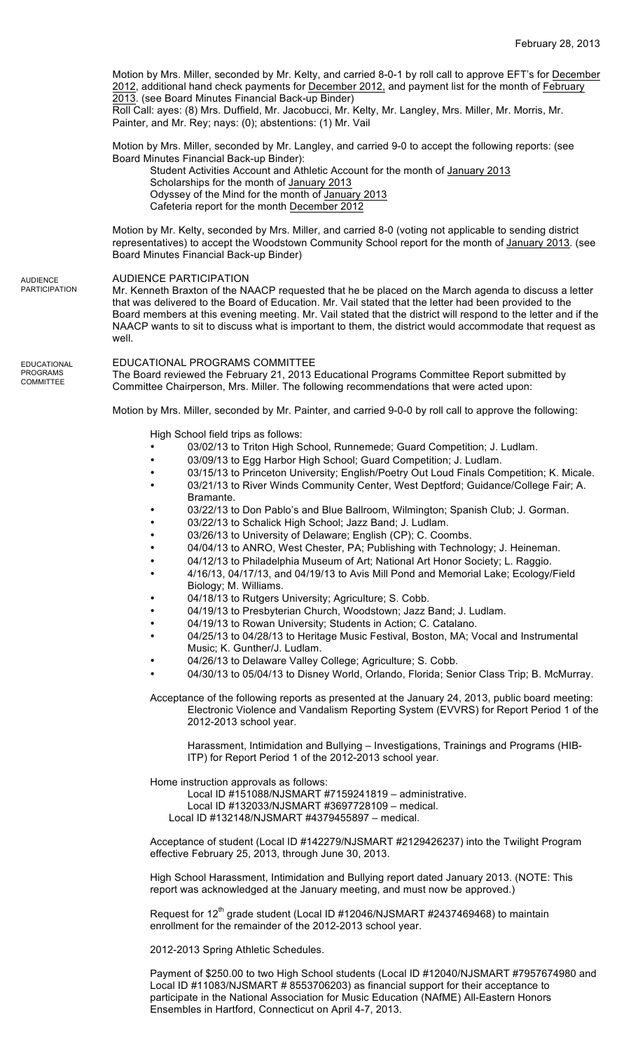Motion by Mrs. Miller, seconded by Mr. Kelty, and carried 8-0-1 by roll call to approve EFT's for December 2012, additional hand check payments for December 2012, and payment list for the month of February 2013. (see Board Minutes Financial Back-up Binder)
Roll Call: ayes: (8) Mrs. Duffield, Mr. Jacobucci, Mr. Kelty, Mr. Langley, Mrs. Miller, Mr. Morris, Mr. Painter, and Mr. Rey; nays: (0); abstentions: (1) Mr. Vail

Motion by Mrs. Miller, seconded by Mr. Langley, and carried 9-0 to accept the following reports: (see Board Minutes Financial Back-up Binder):

Student Activities Account and Athletic Account for the month of January 2013
Scholarships for the month of January 2013
Odyssey of the Mind for the month of January 2013
Cafeteria report for the month December 2012

Motion by Mr. Kelty, seconded by Mrs. Miller, and carried 8-0 (voting not applicable to sending district representatives) to accept the Woodstown Community School report for the month of January 2013. (see Board Minutes Financial Back-up Binder)

AUDIENCE PARTICIPATION

## AUDIENCE PARTICIPATION

Mr. Kenneth Braxton of the NAACP requested that he be placed on the March agenda to discuss a letter that was delivered to the Board of Education. Mr. Vail stated that the letter had been provided to the Board members at this evening meeting. Mr. Vail stated that the district will respond to the letter and if the NAACP wants to sit to discuss what is important to them, the district would accommodate that request as well.

EDUCATIONAL PROGRAMS COMMITTEE

## EDUCATIONAL PROGRAMS COMMITTEE

The Board reviewed the February 21, 2013 Educational Programs Committee Report submitted by Committee Chairperson, Mrs. Miller. The following recommendations that were acted upon:

Motion by Mrs. Miller, seconded by Mr. Painter, and carried 9-0-0 by roll call to approve the following:

High School field trips as follows:

- 03/02/13 to Triton High School, Runnemede; Guard Competition; J. Ludlam.
- 03/09/13 to Egg Harbor High School; Guard Competition; J. Ludlam.
- 03/15/13 to Princeton University; English/Poetry Out Loud Finals Competition; K. Micale.
- 03/21/13 to River Winds Community Center, West Deptford; Guidance/College Fair; A. Bramante.
- 03/22/13 to Don Pablo's and Blue Ballroom, Wilmington; Spanish Club; J. Gorman.
- 03/22/13 to Schalick High School; Jazz Band; J. Ludlam.
- 03/26/13 to University of Delaware; English (CP); C. Coombs.
- 04/04/13 to ANRO, West Chester, PA; Publishing with Technology; J. Heineman.
- 04/12/13 to Philadelphia Museum of Art; National Art Honor Society; L. Raggio.
- 4/16/13, 04/17/13, and 04/19/13 to Avis Mill Pond and Memorial Lake; Ecology/Field Biology; M. Williams.
- 04/18/13 to Rutgers University; Agriculture; S. Cobb.
- 04/19/13 to Presbyterian Church, Woodstown; Jazz Band; J. Ludlam.
- 04/19/13 to Rowan University; Students in Action; C. Catalano.
- 04/25/13 to 04/28/13 to Heritage Music Festival, Boston, MA; Vocal and Instrumental Music; K. Gunther/J. Ludlam.
- 04/26/13 to Delaware Valley College; Agriculture; S. Cobb.
- 04/30/13 to 05/04/13 to Disney World, Orlando, Florida; Senior Class Trip; B. McMurray.

Acceptance of the following reports as presented at the January 24, 2013, public board meeting:

Electronic Violence and Vandalism Reporting System (EVVRS) for Report Period 1 of the 2012-2013 school year.

Harassment, Intimidation and Bullying – Investigations, Trainings and Programs (HIB-ITP) for Report Period 1 of the 2012-2013 school year.

Home instruction approvals as follows:

Local ID #151088/NJSMART #7159241819 – administrative.
Local ID #132033/NJSMART #3697728109 – medical.
Local ID #132148/NJSMART #4379455897 – medical.

Acceptance of student (Local ID #142279/NJSMART #2129426237) into the Twilight Program effective February 25, 2013, through June 30, 2013.

High School Harassment, Intimidation and Bullying report dated January 2013. (NOTE: This report was acknowledged at the January meeting, and must now be approved.)

Request for 12th grade student (Local ID #12046/NJSMART #2437469468) to maintain enrollment for the remainder of the 2012-2013 school year.

2012-2013 Spring Athletic Schedules.

Payment of $250.00 to two High School students (Local ID #12040/NJSMART #7957674980 and Local ID #11083/NJSMART # 8553706203) as financial support for their acceptance to participate in the National Association for Music Education (NAfME) All-Eastern Honors Ensembles in Hartford, Connecticut on April 4-7, 2013.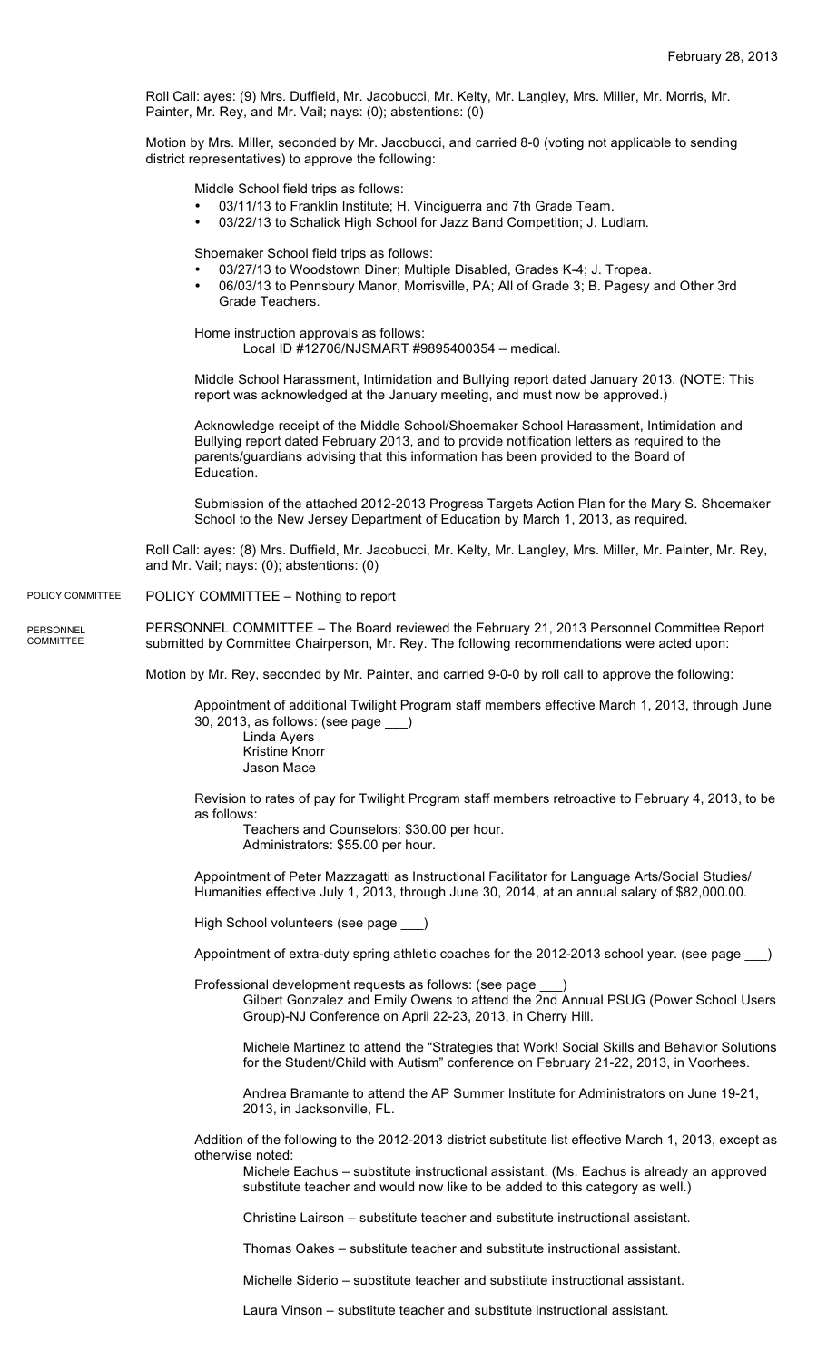Roll Call: ayes: (9) Mrs. Duffield, Mr. Jacobucci, Mr. Kelty, Mr. Langley, Mrs. Miller, Mr. Morris, Mr. Painter, Mr. Rey, and Mr. Vail; nays: (0); abstentions: (0)

Motion by Mrs. Miller, seconded by Mr. Jacobucci, and carried 8-0 (voting not applicable to sending district representatives) to approve the following:

Middle School field trips as follows:

- 03/11/13 to Franklin Institute; H. Vinciguerra and 7th Grade Team.
- 03/22/13 to Schalick High School for Jazz Band Competition; J. Ludlam.

Shoemaker School field trips as follows:

- 03/27/13 to Woodstown Diner; Multiple Disabled, Grades K-4; J. Tropea.
- 06/03/13 to Pennsbury Manor, Morrisville, PA; All of Grade 3; B. Pagesy and Other 3rd Grade Teachers.

Home instruction approvals as follows:

Local ID #12706/NJSMART #9895400354 – medical.

Middle School Harassment, Intimidation and Bullying report dated January 2013. (NOTE: This report was acknowledged at the January meeting, and must now be approved.)

Acknowledge receipt of the Middle School/Shoemaker School Harassment, Intimidation and Bullying report dated February 2013, and to provide notification letters as required to the parents/guardians advising that this information has been provided to the Board of Education.

Submission of the attached 2012-2013 Progress Targets Action Plan for the Mary S. Shoemaker School to the New Jersey Department of Education by March 1, 2013, as required.

Roll Call: ayes: (8) Mrs. Duffield, Mr. Jacobucci, Mr. Kelty, Mr. Langley, Mrs. Miller, Mr. Painter, Mr. Rey, and Mr. Vail; nays: (0); abstentions: (0)

POLICY COMMITTEE

POLICY COMMITTEE – Nothing to report

PERSONNEL COMMITTEE

PERSONNEL COMMITTEE – The Board reviewed the February 21, 2013 Personnel Committee Report submitted by Committee Chairperson, Mr. Rey. The following recommendations were acted upon:

Motion by Mr. Rey, seconded by Mr. Painter, and carried 9-0-0 by roll call to approve the following:

Appointment of additional Twilight Program staff members effective March 1, 2013, through June 30, 2013, as follows: (see page \_\_\_)

Linda Ayers
Kristine Knorr
Jason Mace

Revision to rates of pay for Twilight Program staff members retroactive to February 4, 2013, to be as follows:

Teachers and Counselors: $30.00 per hour.
Administrators: $55.00 per hour.

Appointment of Peter Mazzagatti as Instructional Facilitator for Language Arts/Social Studies/Humanities effective July 1, 2013, through June 30, 2014, at an annual salary of $82,000.00.

High School volunteers (see page \_\_\_)

Appointment of extra-duty spring athletic coaches for the 2012-2013 school year. (see page \_\_\_)

Professional development requests as follows: (see page \_\_\_)

Gilbert Gonzalez and Emily Owens to attend the 2nd Annual PSUG (Power School Users Group)-NJ Conference on April 22-23, 2013, in Cherry Hill.

Michele Martinez to attend the "Strategies that Work! Social Skills and Behavior Solutions for the Student/Child with Autism" conference on February 21-22, 2013, in Voorhees.

Andrea Bramante to attend the AP Summer Institute for Administrators on June 19-21, 2013, in Jacksonville, FL.

Addition of the following to the 2012-2013 district substitute list effective March 1, 2013, except as otherwise noted:

Michele Eachus – substitute instructional assistant. (Ms. Eachus is already an approved substitute teacher and would now like to be added to this category as well.)

Christine Lairson – substitute teacher and substitute instructional assistant.

Thomas Oakes – substitute teacher and substitute instructional assistant.

Michelle Siderio – substitute teacher and substitute instructional assistant.

Laura Vinson – substitute teacher and substitute instructional assistant.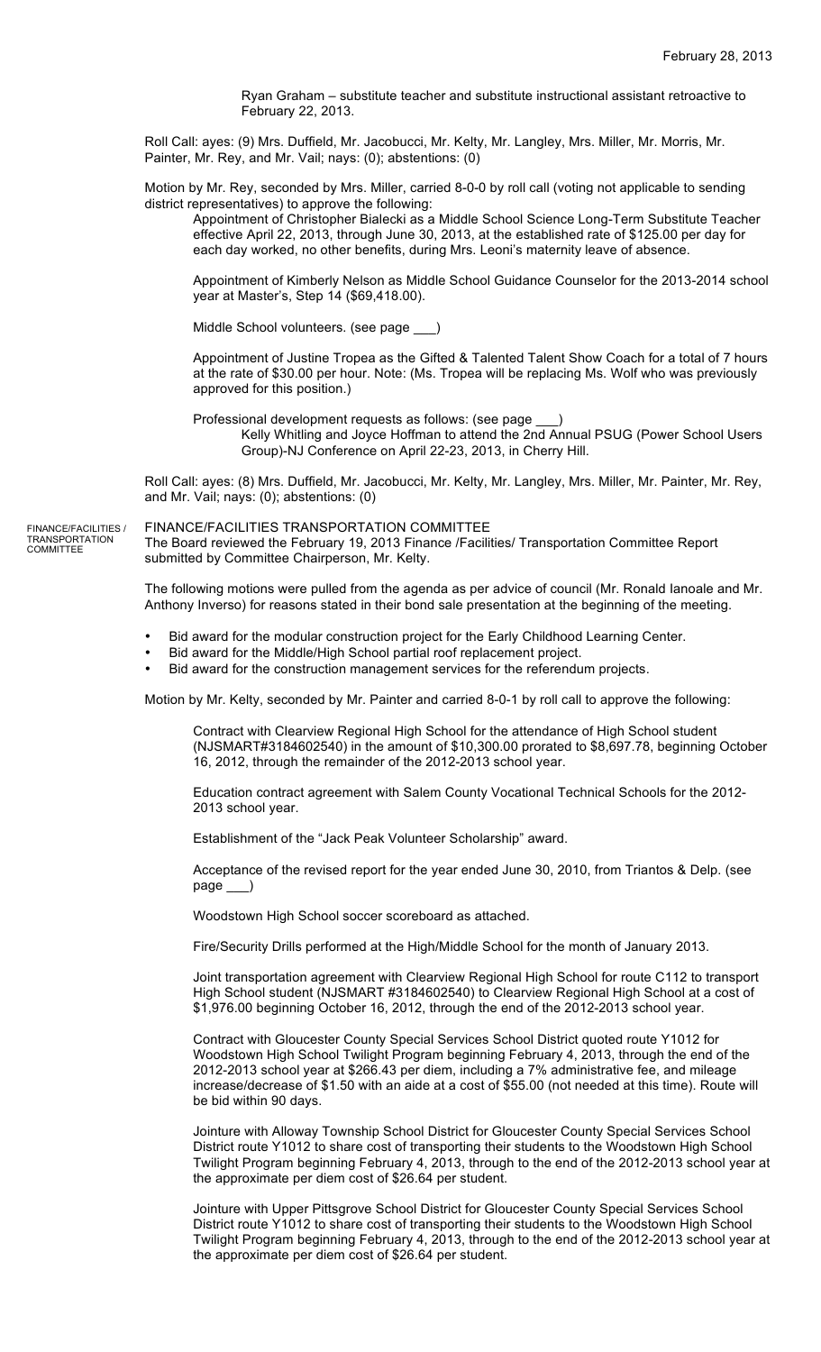Ryan Graham – substitute teacher and substitute instructional assistant retroactive to February 22, 2013.

Roll Call: ayes: (9) Mrs. Duffield, Mr. Jacobucci, Mr. Kelty, Mr. Langley, Mrs. Miller, Mr. Morris, Mr. Painter, Mr. Rey, and Mr. Vail; nays: (0); abstentions: (0)

Motion by Mr. Rey, seconded by Mrs. Miller, carried 8-0-0 by roll call (voting not applicable to sending district representatives) to approve the following:

Appointment of Christopher Bialecki as a Middle School Science Long-Term Substitute Teacher effective April 22, 2013, through June 30, 2013, at the established rate of $125.00 per day for each day worked, no other benefits, during Mrs. Leoni's maternity leave of absence.

Appointment of Kimberly Nelson as Middle School Guidance Counselor for the 2013-2014 school year at Master's, Step 14 ($69,418.00).

Middle School volunteers. (see page ___)

Appointment of Justine Tropea as the Gifted & Talented Talent Show Coach for a total of 7 hours at the rate of $30.00 per hour. Note: (Ms. Tropea will be replacing Ms. Wolf who was previously approved for this position.)

Professional development requests as follows: (see page ___)

Kelly Whitling and Joyce Hoffman to attend the 2nd Annual PSUG (Power School Users Group)-NJ Conference on April 22-23, 2013, in Cherry Hill.

Roll Call: ayes: (8) Mrs. Duffield, Mr. Jacobucci, Mr. Kelty, Mr. Langley, Mrs. Miller, Mr. Painter, Mr. Rey, and Mr. Vail; nays: (0); abstentions: (0)

FINANCE/FACILITIES / TRANSPORTATION COMMITTEE

## FINANCE/FACILITIES TRANSPORTATION COMMITTEE

The Board reviewed the February 19, 2013 Finance /Facilities/ Transportation Committee Report submitted by Committee Chairperson, Mr. Kelty.

The following motions were pulled from the agenda as per advice of council (Mr. Ronald Ianoale and Mr. Anthony Inverso) for reasons stated in their bond sale presentation at the beginning of the meeting.

- Bid award for the modular construction project for the Early Childhood Learning Center.
- Bid award for the Middle/High School partial roof replacement project.
- Bid award for the construction management services for the referendum projects.

Motion by Mr. Kelty, seconded by Mr. Painter and carried 8-0-1 by roll call to approve the following:

Contract with Clearview Regional High School for the attendance of High School student (NJSMART#3184602540) in the amount of $10,300.00 prorated to $8,697.78, beginning October 16, 2012, through the remainder of the 2012-2013 school year.

Education contract agreement with Salem County Vocational Technical Schools for the 2012-2013 school year.

Establishment of the "Jack Peak Volunteer Scholarship" award.

Acceptance of the revised report for the year ended June 30, 2010, from Triantos & Delp. (see page ___)

Woodstown High School soccer scoreboard as attached.

Fire/Security Drills performed at the High/Middle School for the month of January 2013.

Joint transportation agreement with Clearview Regional High School for route C112 to transport High School student (NJSMART #3184602540) to Clearview Regional High School at a cost of $1,976.00 beginning October 16, 2012, through the end of the 2012-2013 school year.

Contract with Gloucester County Special Services School District quoted route Y1012 for Woodstown High School Twilight Program beginning February 4, 2013, through the end of the 2012-2013 school year at $266.43 per diem, including a 7% administrative fee, and mileage increase/decrease of $1.50 with an aide at a cost of $55.00 (not needed at this time). Route will be bid within 90 days.

Jointure with Alloway Township School District for Gloucester County Special Services School District route Y1012 to share cost of transporting their students to the Woodstown High School Twilight Program beginning February 4, 2013, through to the end of the 2012-2013 school year at the approximate per diem cost of $26.64 per student.

Jointure with Upper Pittsgrove School District for Gloucester County Special Services School District route Y1012 to share cost of transporting their students to the Woodstown High School Twilight Program beginning February 4, 2013, through to the end of the 2012-2013 school year at the approximate per diem cost of $26.64 per student.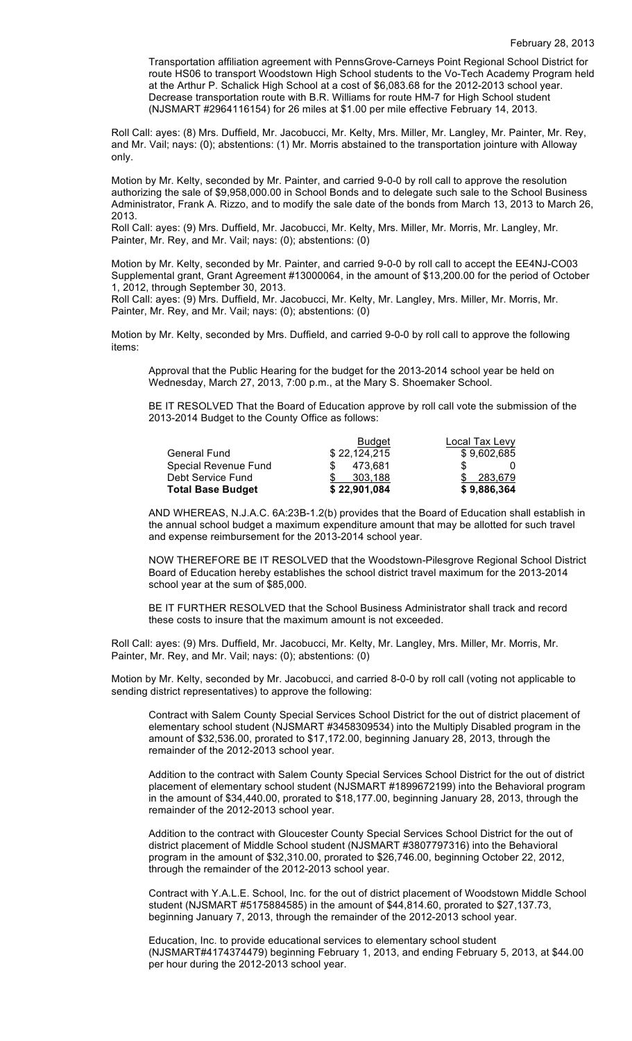February 28, 2013

Transportation affiliation agreement with PennsGrove-Carneys Point Regional School District for route HS06 to transport Woodstown High School students to the Vo-Tech Academy Program held at the Arthur P. Schalick High School at a cost of $6,083.68 for the 2012-2013 school year. Decrease transportation route with B.R. Williams for route HM-7 for High School student (NJSMART #2964116154) for 26 miles at $1.00 per mile effective February 14, 2013.

Roll Call: ayes: (8) Mrs. Duffield, Mr. Jacobucci, Mr. Kelty, Mrs. Miller, Mr. Langley, Mr. Painter, Mr. Rey, and Mr. Vail; nays: (0); abstentions: (1) Mr. Morris abstained to the transportation jointure with Alloway only.

Motion by Mr. Kelty, seconded by Mr. Painter, and carried 9-0-0 by roll call to approve the resolution authorizing the sale of $9,958,000.00 in School Bonds and to delegate such sale to the School Business Administrator, Frank A. Rizzo, and to modify the sale date of the bonds from March 13, 2013 to March 26, 2013.
Roll Call: ayes: (9) Mrs. Duffield, Mr. Jacobucci, Mr. Kelty, Mrs. Miller, Mr. Morris, Mr. Langley, Mr. Painter, Mr. Rey, and Mr. Vail; nays: (0); abstentions: (0)

Motion by Mr. Kelty, seconded by Mr. Painter, and carried 9-0-0 by roll call to accept the EE4NJ-CO03 Supplemental grant, Grant Agreement #13000064, in the amount of $13,200.00 for the period of October 1, 2012, through September 30, 2013.
Roll Call: ayes: (9) Mrs. Duffield, Mr. Jacobucci, Mr. Kelty, Mr. Langley, Mrs. Miller, Mr. Morris, Mr. Painter, Mr. Rey, and Mr. Vail; nays: (0); abstentions: (0)

Motion by Mr. Kelty, seconded by Mrs. Duffield, and carried 9-0-0 by roll call to approve the following items:

Approval that the Public Hearing for the budget for the 2013-2014 school year be held on Wednesday, March 27, 2013, 7:00 p.m., at the Mary S. Shoemaker School.

BE IT RESOLVED That the Board of Education approve by roll call vote the submission of the 2013-2014 Budget to the County Office as follows:

| | Budget | Local Tax Levy |
|---|---|---|
| General Fund | $ 22,124,215 | $ 9,602,685 |
| Special Revenue Fund | $ 473,681 | $ 0 |
| Debt Service Fund | $ 303,188 | $ 283,679 |
| **Total Base Budget** | **$ 22,901,084** | **$ 9,886,364** |

AND WHEREAS, N.J.A.C. 6A:23B-1.2(b) provides that the Board of Education shall establish in the annual school budget a maximum expenditure amount that may be allotted for such travel and expense reimbursement for the 2013-2014 school year.

NOW THEREFORE BE IT RESOLVED that the Woodstown-Pilesgrove Regional School District Board of Education hereby establishes the school district travel maximum for the 2013-2014 school year at the sum of $85,000.

BE IT FURTHER RESOLVED that the School Business Administrator shall track and record these costs to insure that the maximum amount is not exceeded.

Roll Call: ayes: (9) Mrs. Duffield, Mr. Jacobucci, Mr. Kelty, Mr. Langley, Mrs. Miller, Mr. Morris, Mr. Painter, Mr. Rey, and Mr. Vail; nays: (0); abstentions: (0)

Motion by Mr. Kelty, seconded by Mr. Jacobucci, and carried 8-0-0 by roll call (voting not applicable to sending district representatives) to approve the following:

Contract with Salem County Special Services School District for the out of district placement of elementary school student (NJSMART #3458309534) into the Multiply Disabled program in the amount of $32,536.00, prorated to $17,172.00, beginning January 28, 2013, through the remainder of the 2012-2013 school year.

Addition to the contract with Salem County Special Services School District for the out of district placement of elementary school student (NJSMART #1899672199) into the Behavioral program in the amount of $34,440.00, prorated to $18,177.00, beginning January 28, 2013, through the remainder of the 2012-2013 school year.

Addition to the contract with Gloucester County Special Services School District for the out of district placement of Middle School student (NJSMART #3807797316) into the Behavioral program in the amount of $32,310.00, prorated to $26,746.00, beginning October 22, 2012, through the remainder of the 2012-2013 school year.

Contract with Y.A.L.E. School, Inc. for the out of district placement of Woodstown Middle School student (NJSMART #5175884585) in the amount of $44,814.60, prorated to $27,137.73, beginning January 7, 2013, through the remainder of the 2012-2013 school year.

Education, Inc. to provide educational services to elementary school student (NJSMART#4174374479) beginning February 1, 2013, and ending February 5, 2013, at $44.00 per hour during the 2012-2013 school year.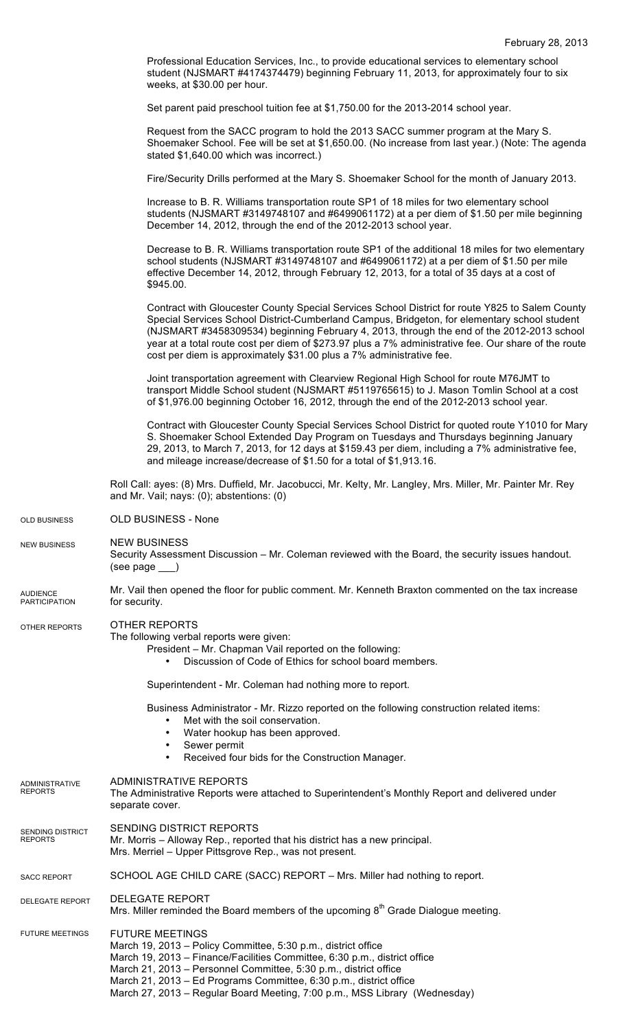February 28, 2013

Professional Education Services, Inc., to provide educational services to elementary school student (NJSMART #4174374479) beginning February 11, 2013, for approximately four to six weeks, at $30.00 per hour.

Set parent paid preschool tuition fee at $1,750.00 for the 2013-2014 school year.

Request from the SACC program to hold the 2013 SACC summer program at the Mary S. Shoemaker School. Fee will be set at $1,650.00. (No increase from last year.) (Note: The agenda stated $1,640.00 which was incorrect.)

Fire/Security Drills performed at the Mary S. Shoemaker School for the month of January 2013.

Increase to B. R. Williams transportation route SP1 of 18 miles for two elementary school students (NJSMART #3149748107 and #6499061172) at a per diem of $1.50 per mile beginning December 14, 2012, through the end of the 2012-2013 school year.

Decrease to B. R. Williams transportation route SP1 of the additional 18 miles for two elementary school students (NJSMART #3149748107 and #6499061172) at a per diem of $1.50 per mile effective December 14, 2012, through February 12, 2013, for a total of 35 days at a cost of $945.00.

Contract with Gloucester County Special Services School District for route Y825 to Salem County Special Services School District-Cumberland Campus, Bridgeton, for elementary school student (NJSMART #3458309534) beginning February 4, 2013, through the end of the 2012-2013 school year at a total route cost per diem of $273.97 plus a 7% administrative fee. Our share of the route cost per diem is approximately $31.00 plus a 7% administrative fee.

Joint transportation agreement with Clearview Regional High School for route M76JMT to transport Middle School student (NJSMART #5119765615) to J. Mason Tomlin School at a cost of $1,976.00 beginning October 16, 2012, through the end of the 2012-2013 school year.

Contract with Gloucester County Special Services School District for quoted route Y1010 for Mary S. Shoemaker School Extended Day Program on Tuesdays and Thursdays beginning January 29, 2013, to March 7, 2013, for 12 days at $159.43 per diem, including a 7% administrative fee, and mileage increase/decrease of $1.50 for a total of $1,913.16.

Roll Call: ayes: (8) Mrs. Duffield, Mr. Jacobucci, Mr. Kelty, Mr. Langley, Mrs. Miller, Mr. Painter Mr. Rey and Mr. Vail; nays: (0); abstentions: (0)

OLD BUSINESS

OLD BUSINESS - None

NEW BUSINESS

NEW BUSINESS

Security Assessment Discussion – Mr. Coleman reviewed with the Board, the security issues handout. (see page ___)

AUDIENCE PARTICIPATION

Mr. Vail then opened the floor for public comment. Mr. Kenneth Braxton commented on the tax increase for security.

OTHER REPORTS

OTHER REPORTS

The following verbal reports were given:

President – Mr. Chapman Vail reported on the following:

- Discussion of Code of Ethics for school board members.

Superintendent - Mr. Coleman had nothing more to report.

Business Administrator - Mr. Rizzo reported on the following construction related items:

- Met with the soil conservation.
- Water hookup has been approved.
- Sewer permit
- Received four bids for the Construction Manager.

ADMINISTRATIVE REPORTS

ADMINISTRATIVE REPORTS

The Administrative Reports were attached to Superintendent's Monthly Report and delivered under separate cover.

SENDING DISTRICT REPORTS

SENDING DISTRICT REPORTS

Mr. Morris – Alloway Rep., reported that his district has a new principal.
Mrs. Merriel – Upper Pittsgrove Rep., was not present.

SACC REPORT

SCHOOL AGE CHILD CARE (SACC) REPORT – Mrs. Miller had nothing to report.

DELEGATE REPORT

DELEGATE REPORT

Mrs. Miller reminded the Board members of the upcoming 8th Grade Dialogue meeting.

FUTURE MEETINGS

FUTURE MEETINGS

March 19, 2013 – Policy Committee, 5:30 p.m., district office
March 19, 2013 – Finance/Facilities Committee, 6:30 p.m., district office
March 21, 2013 – Personnel Committee, 5:30 p.m., district office
March 21, 2013 – Ed Programs Committee, 6:30 p.m., district office
March 27, 2013 – Regular Board Meeting, 7:00 p.m., MSS Library (Wednesday)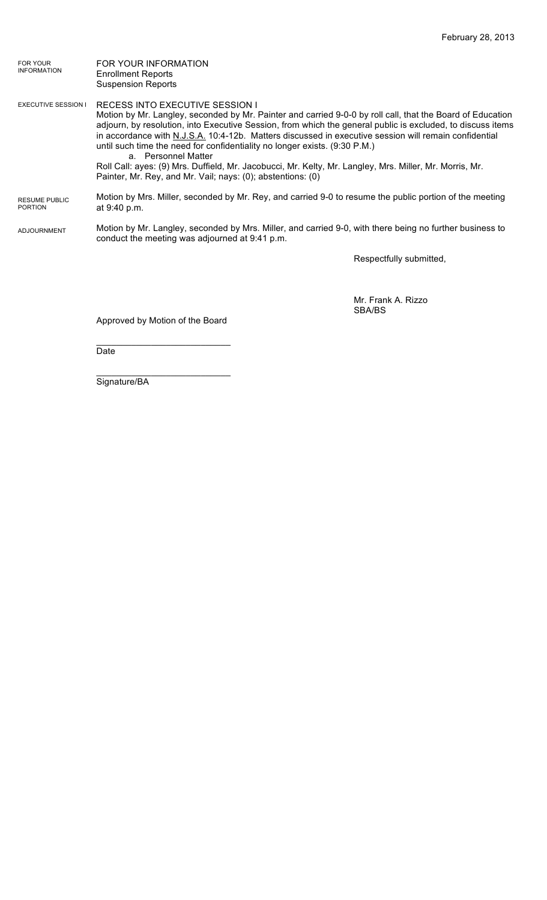February 28, 2013

**FOR YOUR INFORMATION**

FOR YOUR INFORMATION
Enrollment Reports
Suspension Reports

**EXECUTIVE SESSION I**

RECESS INTO EXECUTIVE SESSION I
Motion by Mr. Langley, seconded by Mr. Painter and carried 9-0-0 by roll call, that the Board of Education adjourn, by resolution, into Executive Session, from which the general public is excluded, to discuss items in accordance with N.J.S.A. 10:4-12b. Matters discussed in executive session will remain confidential until such time the need for confidentiality no longer exists. (9:30 P.M.)

a. Personnel Matter

Roll Call: ayes: (9) Mrs. Duffield, Mr. Jacobucci, Mr. Kelty, Mr. Langley, Mrs. Miller, Mr. Morris, Mr. Painter, Mr. Rey, and Mr. Vail; nays: (0); abstentions: (0)

**RESUME PUBLIC PORTION**

Motion by Mrs. Miller, seconded by Mr. Rey, and carried 9-0 to resume the public portion of the meeting at 9:40 p.m.

**ADJOURNMENT**

Motion by Mr. Langley, seconded by Mrs. Miller, and carried 9-0, with there being no further business to conduct the meeting was adjourned at 9:41 p.m.

Respectfully submitted,

Mr. Frank A. Rizzo
SBA/BS

Approved by Motion of the Board

\_\_\_\_\_\_\_\_\_\_\_\_\_\_\_\_\_\_\_\_\_\_\_\_\_\_\_
Date

\_\_\_\_\_\_\_\_\_\_\_\_\_\_\_\_\_\_\_\_\_\_\_\_\_\_\_
Signature/BA